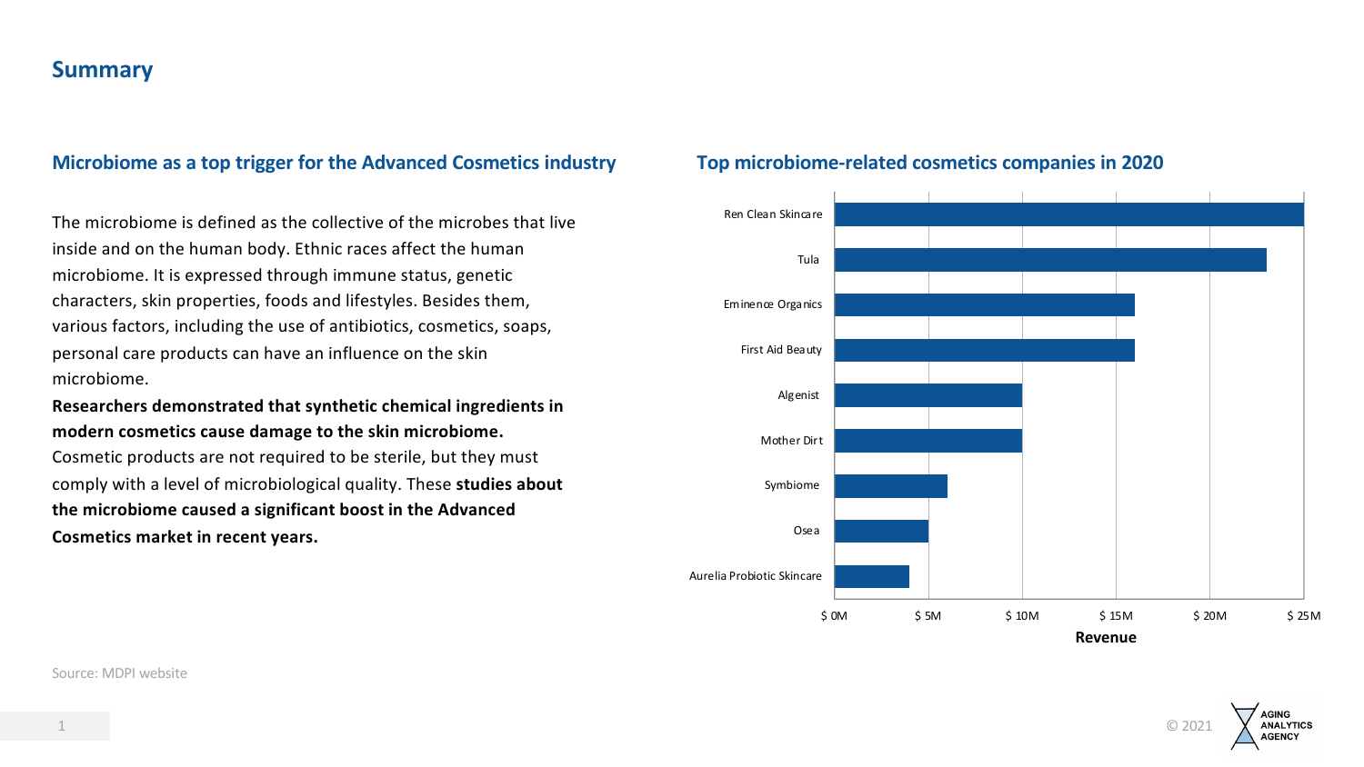## Summary

### Microbiome as a top trigger for the Advanced Cosmetics industry

The microbiome is defined as the collective of the microbes that live inside and on the human body. Ethnic races affect the human microbiome. It is expressed through immune status, genetic characters, skin properties, foods and lifestyles. Besides them, various factors, including the use of antibiotics, cosmetics, soaps, personal care products can have an influence on the skin microbiome.

**Researchers demonstrated that synthetic chemical ingredients in modern cosmetics cause damage to the skin microbiome.** Cosmetic products are not required to be sterile, but they must comply with a level of microbiological quality. These **studies about the microbiome caused a significant boost in the Advanced Cosmetics market in recent years.**

### Top microbiome-related cosmetics companies in 2020

- Ren Clean Skincare
- Tula
- Eminence Organics
- First Aid Beauty
- Algenist
- Mother Dirt
- Symbiome
- Osea
- Aurelia Probiotic Skincare

$ 0M | $ 5M | $ 10M | $ 15M | $ 20M | $ 25M

**Revenue**

Source: MDPI website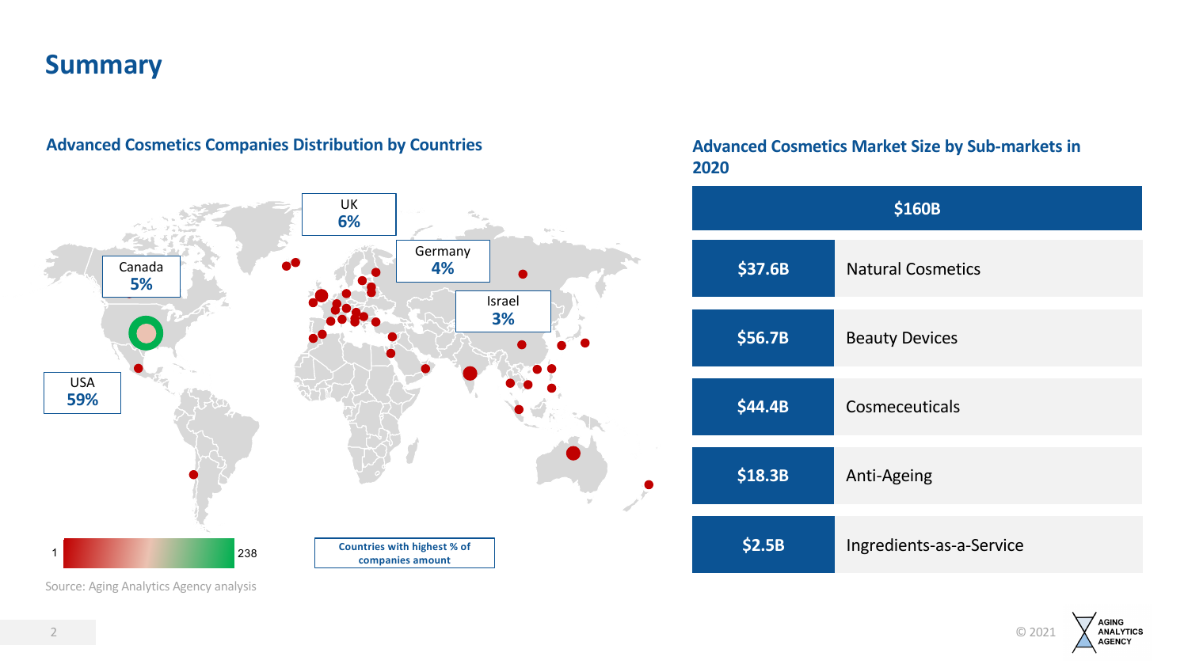# Summary

### Advanced Cosmetics Companies Distribution by Countries

UK 6%

Germany 4%

Canada 5%

Israel 3%

USA 59%

1 — 238

Countries with highest % of companies amount

Source: Aging Analytics Agency analysis

### Advanced Cosmetics Market Size by Sub-markets in 2020

| $160B | |
|---|---|
| $37.6B | Natural Cosmetics |
| $56.7B | Beauty Devices |
| $44.4B | Cosmeceuticals |
| $18.3B | Anti-Ageing |
| $2.5B | Ingredients-as-a-Service |

© 2021 Aging Analytics Agency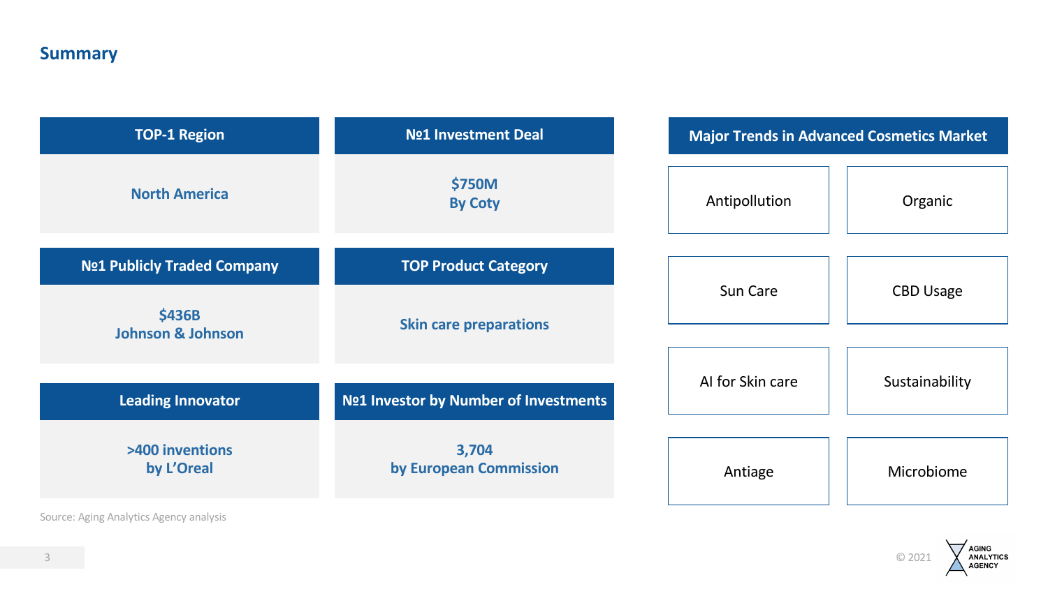## Summary

### TOP-1 Region

**North America**

### №1 Investment Deal

**$750M**
**By Coty**

### №1 Publicly Traded Company

**$436B**
**Johnson & Johnson**

### TOP Product Category

**Skin care preparations**

### Leading Innovator

**>400 inventions**
**by L'Oreal**

### №1 Investor by Number of Investments

**3,704**
**by European Commission**

### Major Trends in Advanced Cosmetics Market

- Antipollution
- Organic
- Sun Care
- CBD Usage
- AI for Skin care
- Sustainability
- Antiage
- Microbiome

Source: Aging Analytics Agency analysis

© 2021